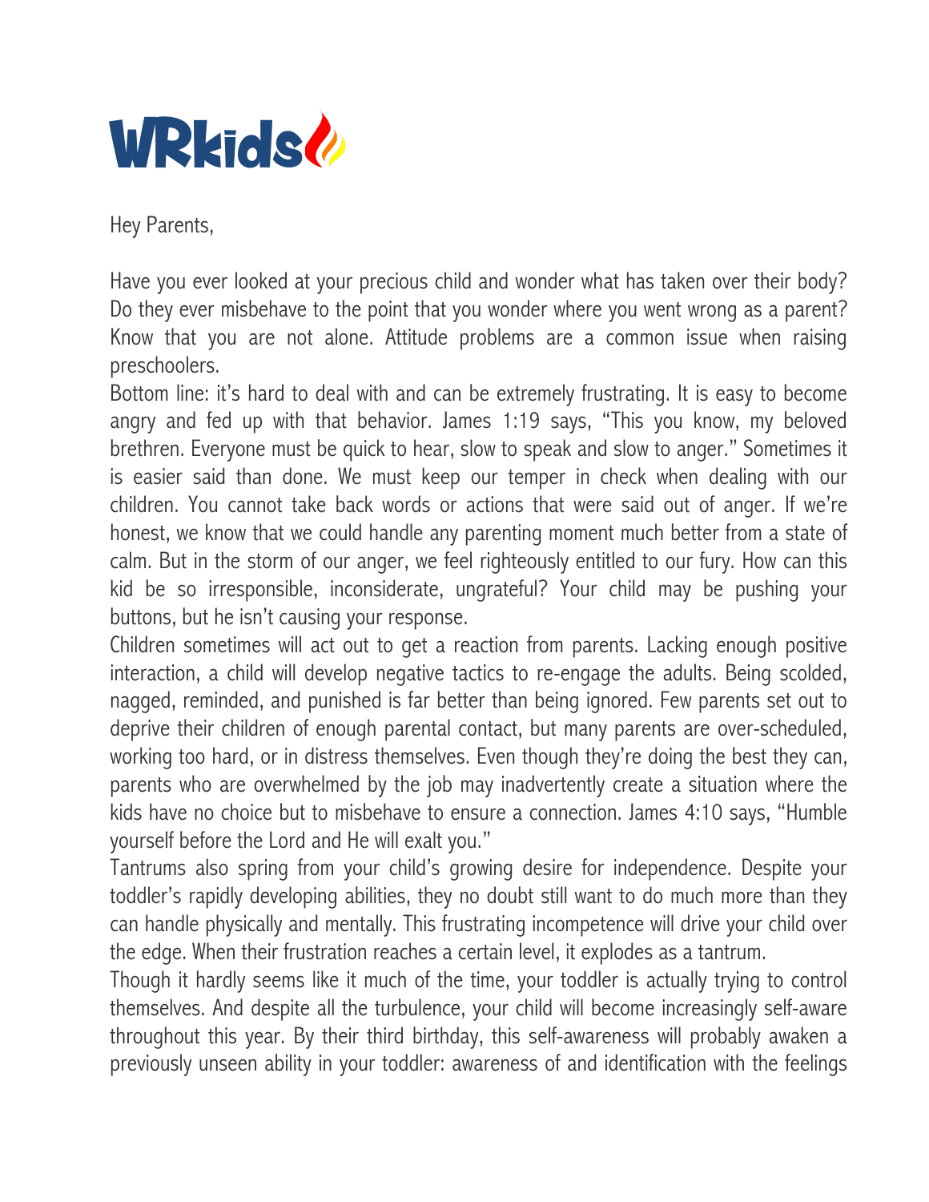WRkids

Hey Parents,

Have you ever looked at your precious child and wonder what has taken over their body? Do they ever misbehave to the point that you wonder where you went wrong as a parent? Know that you are not alone. Attitude problems are a common issue when raising preschoolers.

Bottom line: it's hard to deal with and can be extremely frustrating. It is easy to become angry and fed up with that behavior. James 1:19 says, "This you know, my beloved brethren. Everyone must be quick to hear, slow to speak and slow to anger." Sometimes it is easier said than done. We must keep our temper in check when dealing with our children. You cannot take back words or actions that were said out of anger. If we're honest, we know that we could handle any parenting moment much better from a state of calm. But in the storm of our anger, we feel righteously entitled to our fury. How can this kid be so irresponsible, inconsiderate, ungrateful? Your child may be pushing your buttons, but he isn't causing your response.

Children sometimes will act out to get a reaction from parents. Lacking enough positive interaction, a child will develop negative tactics to re-engage the adults. Being scolded, nagged, reminded, and punished is far better than being ignored. Few parents set out to deprive their children of enough parental contact, but many parents are over-scheduled, working too hard, or in distress themselves. Even though they're doing the best they can, parents who are overwhelmed by the job may inadvertently create a situation where the kids have no choice but to misbehave to ensure a connection. James 4:10 says, "Humble yourself before the Lord and He will exalt you."

Tantrums also spring from your child's growing desire for independence. Despite your toddler's rapidly developing abilities, they no doubt still want to do much more than they can handle physically and mentally. This frustrating incompetence will drive your child over the edge. When their frustration reaches a certain level, it explodes as a tantrum.

Though it hardly seems like it much of the time, your toddler is actually trying to control themselves. And despite all the turbulence, your child will become increasingly self-aware throughout this year. By their third birthday, this self-awareness will probably awaken a previously unseen ability in your toddler: awareness of and identification with the feelings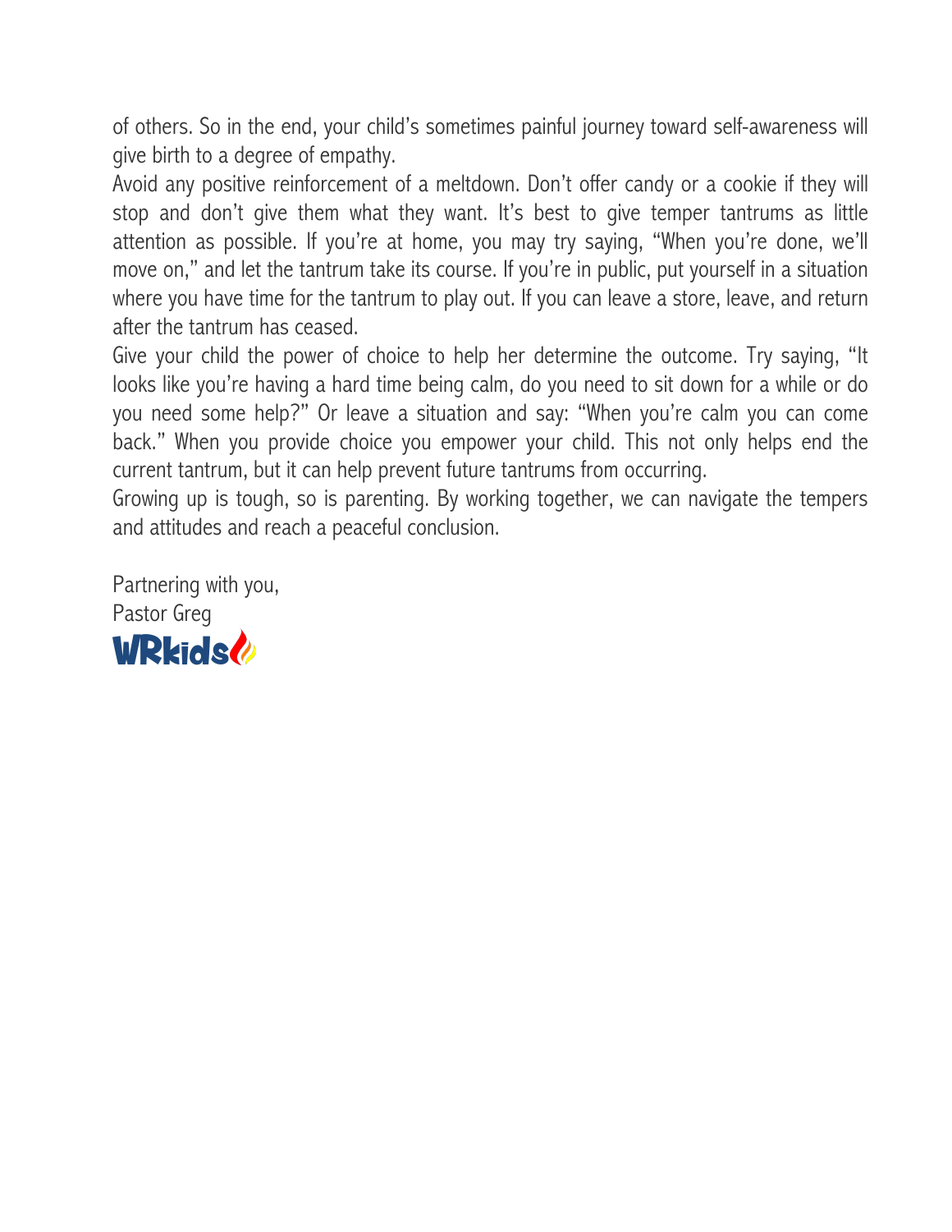of others. So in the end, your child's sometimes painful journey toward self-awareness will give birth to a degree of empathy.

Avoid any positive reinforcement of a meltdown. Don't offer candy or a cookie if they will stop and don't give them what they want. It's best to give temper tantrums as little attention as possible. If you're at home, you may try saying, "When you're done, we'll move on," and let the tantrum take its course. If you're in public, put yourself in a situation where you have time for the tantrum to play out. If you can leave a store, leave, and return after the tantrum has ceased.

Give your child the power of choice to help her determine the outcome. Try saying, "It looks like you're having a hard time being calm, do you need to sit down for a while or do you need some help?" Or leave a situation and say: "When you're calm you can come back." When you provide choice you empower your child. This not only helps end the current tantrum, but it can help prevent future tantrums from occurring.

Growing up is tough, so is parenting. By working together, we can navigate the tempers and attitudes and reach a peaceful conclusion.

Partnering with you,
Pastor Greg
WRkids